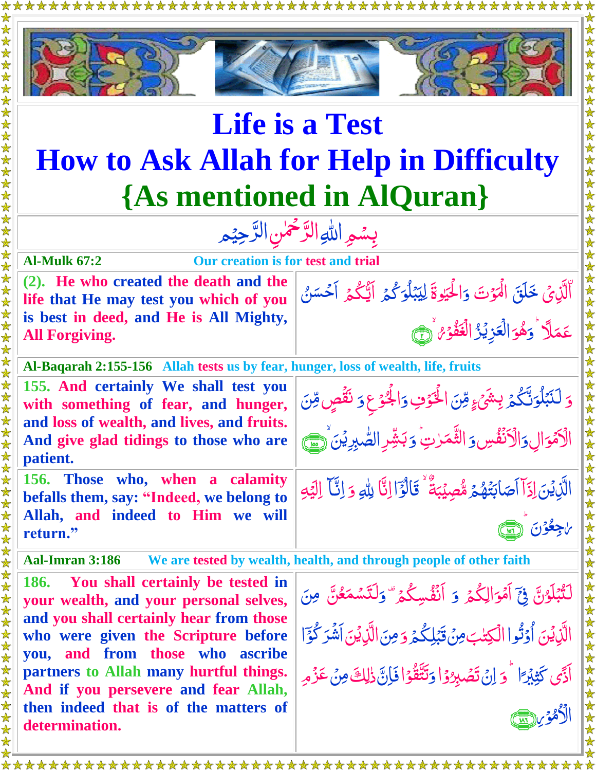# Life is a Test
# How to Ask Allah for Help in Difficulty
## {As mentioned in AlQuran}

بِسْمِ اللّٰهِ الرَّحْمٰنِ الرَّحِيْمِ

**Al-Mulk 67:2** — Our creation is for test and trial

| | |
|---|---|
| (2). He who created the death and the life that He may test you which of you is best in deed, and He is All Mighty, All Forgiving. | الَّذِیْ خَلَقَ الْمَوْتَ وَالْحَیٰوةَ لِیَبْلُوَكُمْ اَیُّكُمْ اَحْسَنُ عَمَلًا ؕ وَهُوَ الْعَزِیْزُ الْغَفُوْرُ ۙ﴿۲﴾ |

**Al-Baqarah 2:155-156** — Allah tests us by fear, hunger, loss of wealth, life, fruits

| | |
|---|---|
| 155. And certainly We shall test you with something of fear, and hunger, and loss of wealth, and lives, and fruits. And give glad tidings to those who are patient. | وَ لَنَبْلُوَنَّكُمْ بِشَیْءٍ مِّنَ الْخَوْفِ وَالْجُوْعِ وَ نَقْصٍ مِّنَ الْاَمْوَالِ وَالْاَنْفُسِ وَ الثَّمَرٰتِ ؕ وَ بَشِّرِ الصّٰبِرِیْنَ ۙ﴿۱۵۵﴾ |
| 156. Those who, when a calamity befalls them, say: "Indeed, we belong to Allah, and indeed to Him we will return." | الَّذِیْنَ اِذَاۤ اَصَابَتْهُمْ مُّصِیْبَةٌ ۙ قَالُوْۤا اِنَّا لِلّٰهِ وَ اِنَّاۤ اِلَیْهِ رٰجِعُوْنَ ؕ﴿۱۵۶﴾ |

**Aal-Imran 3:186** — We are tested by wealth, health, and through people of other faith

| | |
|---|---|
| 186. You shall certainly be tested in your wealth, and your personal selves, and you shall certainly hear from those who were given the Scripture before you, and from those who ascribe partners to Allah many hurtful things. And if you persevere and fear Allah, then indeed that is of the matters of determination. | لَتُبْلَوُنَّ فِیْۤ اَمْوَالِكُمْ وَ اَنْفُسِكُمْ ۫ وَلَتَسْمَعُنَّ مِنَ الَّذِیْنَ اُوْتُوا الْكِتٰبَ مِنْ قَبْلِكُمْ وَ مِنَ الَّذِیْنَ اَشْرَكُوْۤا اَذًی كَثِیْرًا ؕ وَ اِنْ تَصْبِرُوْا وَتَتَّقُوْا فَاِنَّ ذٰلِكَ مِنْ عَزْمِ الْاُمُوْرِ ﴿۱۸۶﴾ |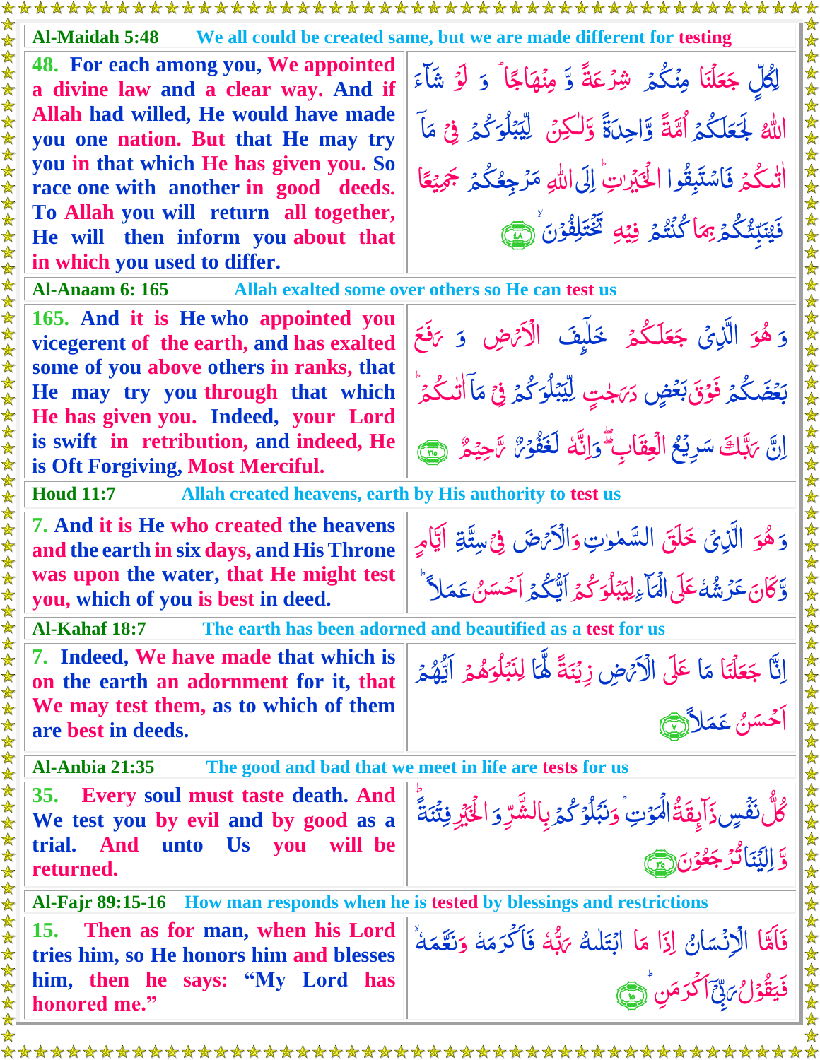**Al-Maidah 5:48** — We all could be created same, but we are made different for testing

48. For each among you, We appointed a divine law and a clear way. And if Allah had willed, He would have made you one nation. But that He may try you in that which He has given you. So race one with another in good deeds. To Allah you will return all together, He will then inform you about that in which you used to differ.

لِكُلٍّ جَعَلْنَا مِنكُمْ شِرْعَةً وَّ مِنْهَاجًا ۚ وَ لَوْ شَآءَ اللّٰهُ لَجَعَلَكُمْ اُمَّةً وَّاحِدَةً وَّلٰكِنْ لِّيَبْلُوَكُمْ فِيْ مَآ اٰتٰىكُمْ فَاسْتَبِقُوا الْخَيْرٰتِ ؕ اِلَى اللّٰهِ مَرْجِعُكُمْ جَمِيْعًا فَيُنَبِّئُكُمْ بِمَا كُنْتُمْ فِيْهِ تَخْتَلِفُوْنَ ۙ﴿۴۸﴾

**Al-Anaam 6: 165** — Allah exalted some over others so He can test us

165. And it is He who appointed you vicegerent of the earth, and has exalted some of you above others in ranks, that He may try you through that which He has given you. Indeed, your Lord is swift in retribution, and indeed, He is Oft Forgiving, Most Merciful.

وَ هُوَ الَّذِيْ جَعَلَكُمْ خَلٰٓئِفَ الْاَرْضِ وَ رَفَعَ بَعْضَكُمْ فَوْقَ بَعْضٍ دَرَجٰتٍ لِّيَبْلُوَكُمْ فِيْ مَآ اٰتٰىكُمْ ؕ اِنَّ رَبَّكَ سَرِيْعُ الْعِقَابِ ۖ وَاِنَّهٗ لَغَفُوْرٌ رَّحِيْمٌ ﴿۱۶۵﴾

**Houd 11:7** — Allah created heavens, earth by His authority to test us

7. And it is He who created the heavens and the earth in six days, and His Throne was upon the water, that He might test you, which of you is best in deed.

وَهُوَ الَّذِيْ خَلَقَ السَّمٰوٰتِ وَالْاَرْضَ فِيْ سِتَّةِ اَيَّامٍ وَّكَانَ عَرْشُهٗ عَلَى الْمَآءِ لِيَبْلُوَكُمْ اَيُّكُمْ اَحْسَنُ عَمَلًا ؕ

**Al-Kahaf 18:7** — The earth has been adorned and beautified as a test for us

7. Indeed, We have made that which is on the earth an adornment for it, that We may test them, as to which of them are best in deeds.

اِنَّا جَعَلْنَا مَا عَلَى الْاَرْضِ زِيْنَةً لَّهَا لِنَبْلُوَهُمْ اَيُّهُمْ اَحْسَنُ عَمَلًا ﴿۷﴾

**Al-Anbia 21:35** — The good and bad that we meet in life are tests for us

35. Every soul must taste death. And We test you by evil and by good as a trial. And unto Us you will be returned.

كُلُّ نَفْسٍ ذَآئِقَةُ الْمَوْتِ ؕ وَنَبْلُوْكُمْ بِالشَّرِّ وَ الْخَيْرِ فِتْنَةً ؕ وَّ اِلَيْنَا تُرْجَعُوْنَ ﴿۳۵﴾

**Al-Fajr 89:15-16** — How man responds when he is tested by blessings and restrictions

15. Then as for man, when his Lord tries him, so He honors him and blesses him, then he says: "My Lord has honored me."

فَاَمَّا الْاِنْسَانُ اِذَا مَا ابْتَلٰىهُ رَبُّهٗ فَاَكْرَمَهٗ وَنَعَّمَهٗ ۙ فَيَقُوْلُ رَبِّيْٓ اَكْرَمَنِ ؕ ﴿۱۵﴾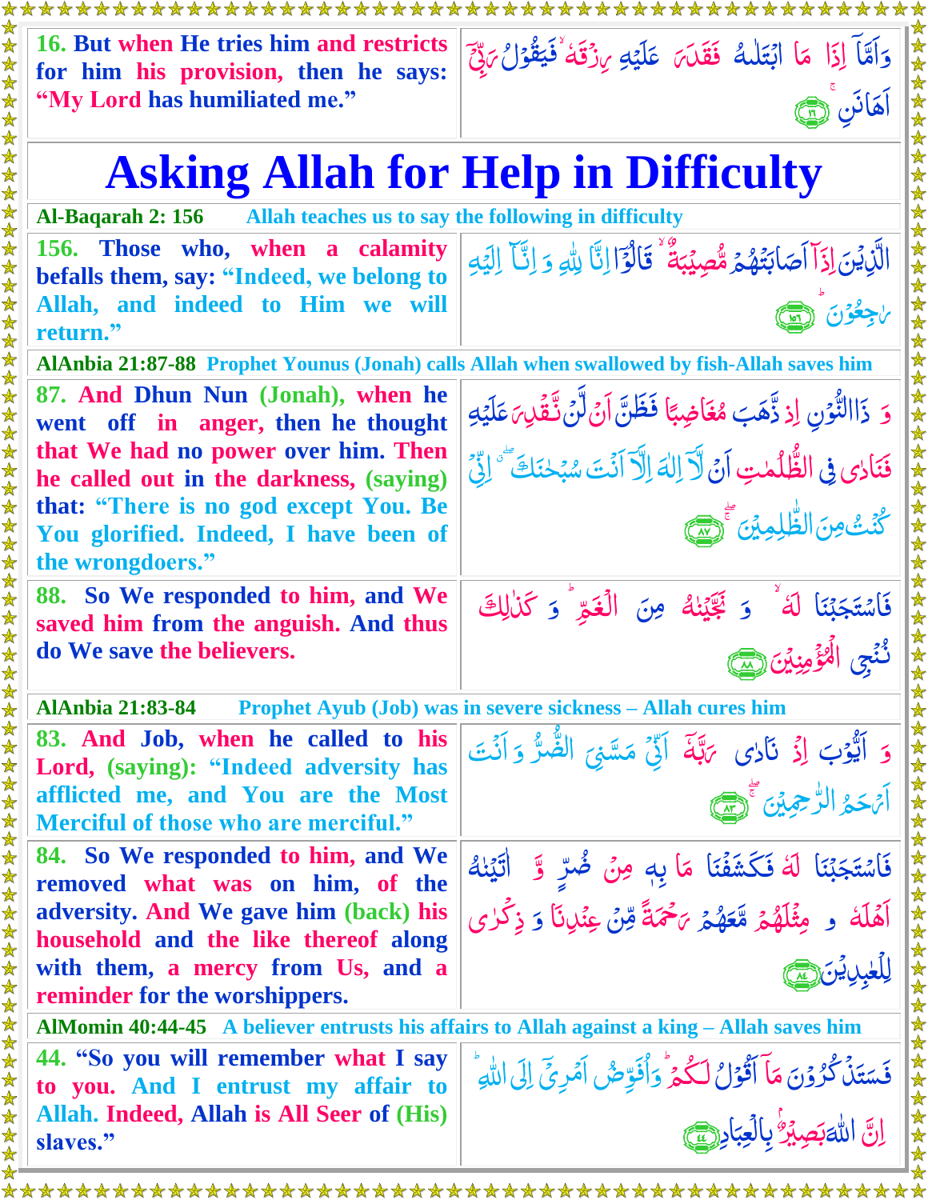| | |
|---|---|
| **16. But when He tries him and restricts for him his provision, then he says: "My Lord has humiliated me."** | وَاَمَّآ اِذَا مَا ابۡتَلٰىهُ فَقَدَرَ عَلَيۡهِ رِزۡقَهٗ ۙ فَيَقُوۡلُ رَبِّىۡۤ اَهَانَنِ ۚ ﴿۱۶﴾ |

# Asking Allah for Help in Difficulty

**Al-Baqarah 2: 156** — Allah teaches us to say the following in difficulty

| | |
|---|---|
| **156. Those who, when a calamity befalls them, say: "Indeed, we belong to Allah, and indeed to Him we will return."** | الَّذِيۡنَ اِذَآ اَصَابَتۡهُمۡ مُّصِيۡبَةٌ ۙ قَالُوۡٓا اِنَّا لِلّٰهِ وَاِنَّـآ اِلَيۡهِ رٰجِعُوۡنَ ؕ ﴿۱۵۶﴾ |

**AlAnbia 21:87-88** — Prophet Younus (Jonah) calls Allah when swallowed by fish-Allah saves him

| | |
|---|---|
| **87. And Dhun Nun (Jonah), when he went off in anger, then he thought that We had no power over him. Then he called out in the darkness, (saying) that: "There is no god except You. Be You glorified. Indeed, I have been of the wrongdoers."** | وَ ذَا النُّوۡنِ اِذۡ ذَّهَبَ مُغَاضِبًا فَظَنَّ اَنۡ لَّنۡ نَّقۡدِرَ عَلَيۡهِ فَنَادٰى فِى الظُّلُمٰتِ اَنۡ لَّاۤ اِلٰهَ اِلَّاۤ اَنۡتَ سُبۡحٰنَكَ ​ۖ اِنِّىۡ كُنۡتُ مِنَ الظّٰلِمِيۡنَ​ ۚ​ۖ ﴿۸۷﴾ |
| **88. So We responded to him, and We saved him from the anguish. And thus do We save the believers.** | فَاسۡتَجَبۡنَا لَهٗ ۙ وَنَجَّيۡنٰهُ مِنَ الۡغَمِّ​ ؕ وَكَذٰلِكَ نُـنۡجِى الۡمُؤۡمِنِيۡنَ‏ ﴿۸۸﴾ |

**AlAnbia 21:83-84** — Prophet Ayub (Job) was in severe sickness – Allah cures him

| | |
|---|---|
| **83. And Job, when he called to his Lord, (saying): "Indeed adversity has afflicted me, and You are the Most Merciful of those who are merciful."** | وَاَيُّوۡبَ اِذۡ نَادٰى رَبَّهٗۤ اَنِّىۡ مَسَّنِىَ الضُّرُّ وَاَنۡتَ اَرۡحَمُ الرّٰحِمِيۡنَ​ ۚ​ۖ ﴿۸۳﴾ |
| **84. So We responded to him, and We removed what was on him, of the adversity. And We gave him (back) his household and the like thereof along with them, a mercy from Us, and a reminder for the worshippers.** | فَاسۡتَجَبۡنَا لَهٗ فَكَشَفۡنَا مَا بِهٖ مِنۡ ضُرٍّ​ وَّاٰتَيۡنٰهُ اَهۡلَهٗ وَمِثۡلَهُمۡ مَّعَهُمۡ رَحۡمَةً مِّنۡ عِنۡدِنَا وَذِكۡرٰى لِلۡعٰبِدِيۡنَ‏ ﴿۸۴﴾ |

**AlMomin 40:44-45** — A believer entrusts his affairs to Allah against a king – Allah saves him

| | |
|---|---|
| **44. "So you will remember what I say to you. And I entrust my affair to Allah. Indeed, Allah is All Seer of (His) slaves."** | فَسَتَذۡكُرُوۡنَ مَاۤ اَقُوۡلُ لَـكُمۡ​ؕ وَاُفَوِّضُ اَمۡرِىۡۤ اِلَى اللّٰهِ​ ؕ اِنَّ اللّٰهَ بَصِيۡرٌۢ بِالۡعِبَادِ‏ ﴿۴۴﴾ |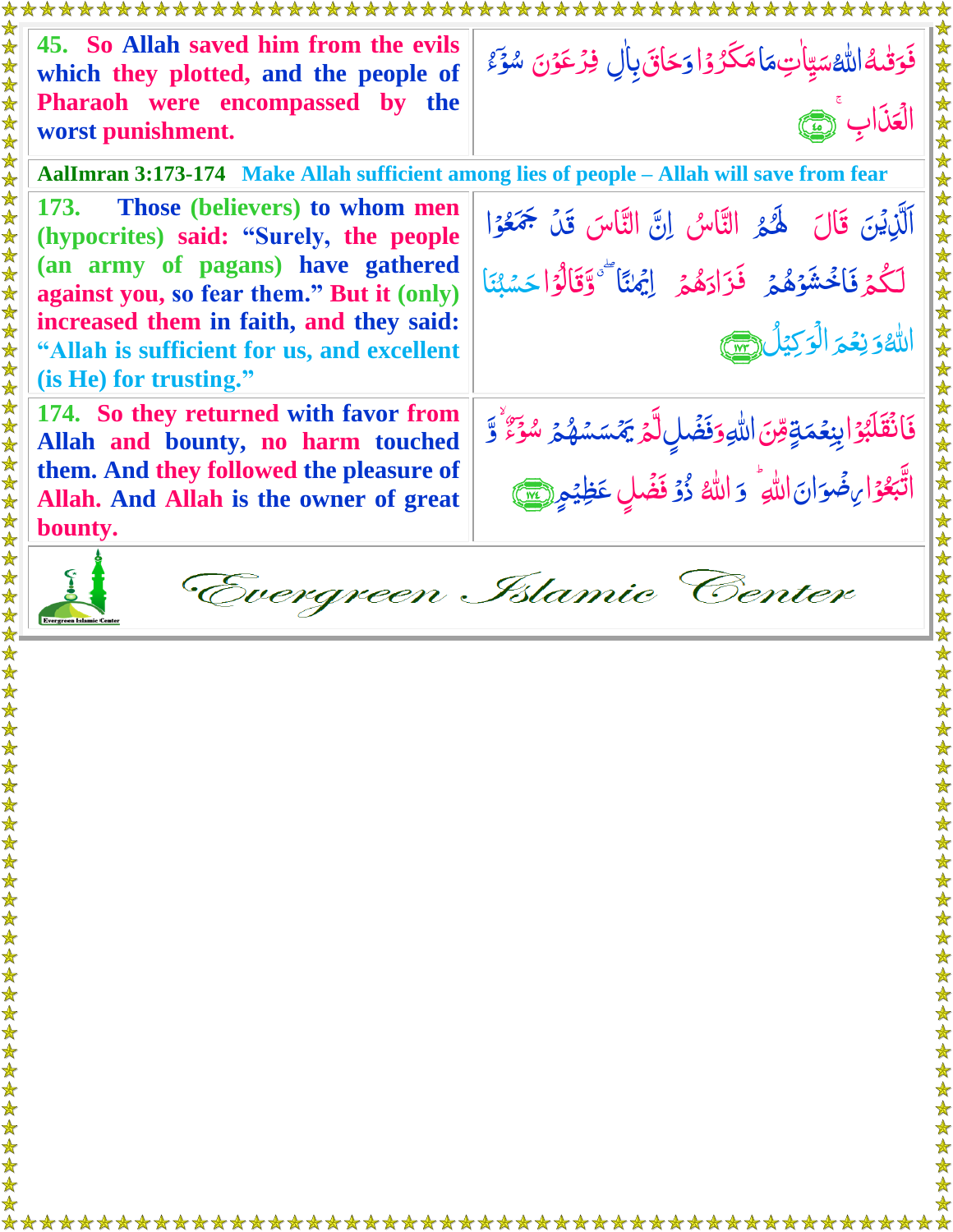| | |
|---|---|
| **45. So Allah saved him from the evils which they plotted, and the people of Pharaoh were encompassed by the worst punishment.** | فَوَقٰىهُ اللّٰهُ سَيِّاٰتِ مَا مَكَرُوْا وَحَاقَ بِاٰلِ فِرْعَوْنَ سُوْٓءُ الْعَذَابِ ۚ ﴿۴۵﴾ |

**AalImran 3:173-174** **Make Allah sufficient among lies of people – Allah will save from fear**

| | |
|---|---|
| **173. Those (believers) to whom men (hypocrites) said: "Surely, the people (an army of pagans) have gathered against you, so fear them." But it (only) increased them in faith, and they said: "Allah is sufficient for us, and excellent (is He) for trusting."** | اَلَّذِيْنَ قَالَ لَهُمُ النَّاسُ اِنَّ النَّاسَ قَدْ جَمَعُوْا لَكُمْ فَاخْشَوْهُمْ فَزَادَهُمْ اِيْمَانًا ۖ وَّقَالُوْا حَسْبُنَا اللّٰهُ وَنِعْمَ الْوَكِيْلُ ﴿۱۷۳﴾ |
| **174. So they returned with favor from Allah and bounty, no harm touched them. And they followed the pleasure of Allah. And Allah is the owner of great bounty.** | فَانْقَلَبُوْا بِنِعْمَةٍ مِّنَ اللّٰهِ وَفَضْلٍ لَّمْ يَمْسَسْهُمْ سُوْٓءٌ ۙ وَّاتَّبَعُوْا رِضْوَانَ اللّٰهِ ۗ وَاللّٰهُ ذُوْ فَضْلٍ عَظِيْمٍ ﴿۱۷۴﴾ |

Evergreen Islamic Center